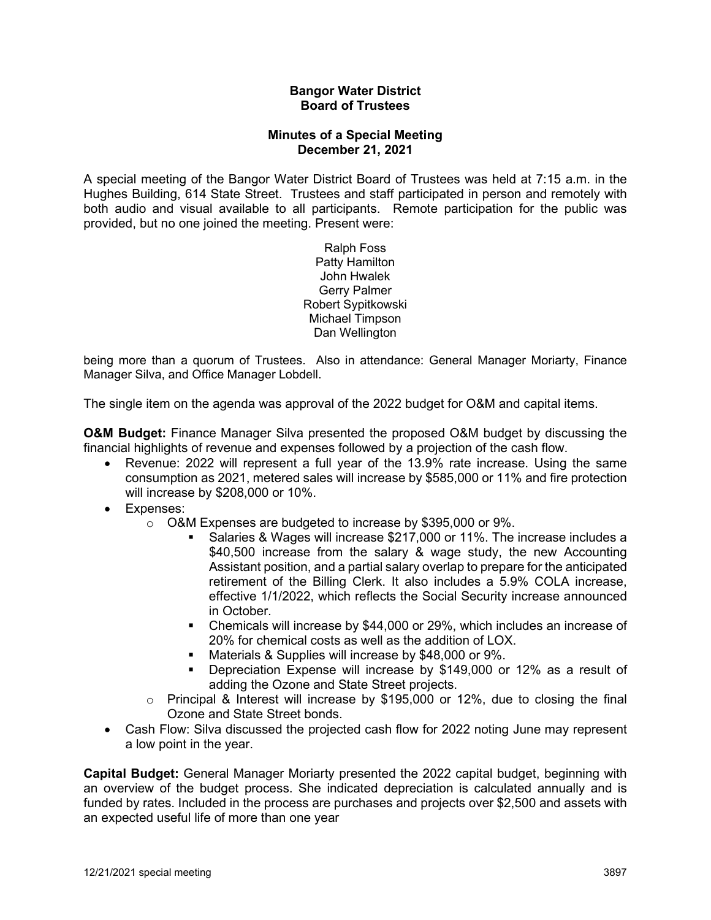**Bangor Water District**
**Board of Trustees**

**Minutes of a Special Meeting**
**December 21, 2021**

A special meeting of the Bangor Water District Board of Trustees was held at 7:15 a.m. in the Hughes Building, 614 State Street. Trustees and staff participated in person and remotely with both audio and visual available to all participants. Remote participation for the public was provided, but no one joined the meeting. Present were:

Ralph Foss
Patty Hamilton
John Hwalek
Gerry Palmer
Robert Sypitkowski
Michael Timpson
Dan Wellington

being more than a quorum of Trustees. Also in attendance: General Manager Moriarty, Finance Manager Silva, and Office Manager Lobdell.

The single item on the agenda was approval of the 2022 budget for O&M and capital items.

**O&M Budget:** Finance Manager Silva presented the proposed O&M budget by discussing the financial highlights of revenue and expenses followed by a projection of the cash flow.

- Revenue: 2022 will represent a full year of the 13.9% rate increase. Using the same consumption as 2021, metered sales will increase by $585,000 or 11% and fire protection will increase by $208,000 or 10%.
- Expenses:
  - O&M Expenses are budgeted to increase by $395,000 or 9%.
    - Salaries & Wages will increase $217,000 or 11%. The increase includes a $40,500 increase from the salary & wage study, the new Accounting Assistant position, and a partial salary overlap to prepare for the anticipated retirement of the Billing Clerk. It also includes a 5.9% COLA increase, effective 1/1/2022, which reflects the Social Security increase announced in October.
    - Chemicals will increase by $44,000 or 29%, which includes an increase of 20% for chemical costs as well as the addition of LOX.
    - Materials & Supplies will increase by $48,000 or 9%.
    - Depreciation Expense will increase by $149,000 or 12% as a result of adding the Ozone and State Street projects.
  - Principal & Interest will increase by $195,000 or 12%, due to closing the final Ozone and State Street bonds.
- Cash Flow: Silva discussed the projected cash flow for 2022 noting June may represent a low point in the year.

**Capital Budget:** General Manager Moriarty presented the 2022 capital budget, beginning with an overview of the budget process. She indicated depreciation is calculated annually and is funded by rates. Included in the process are purchases and projects over $2,500 and assets with an expected useful life of more than one year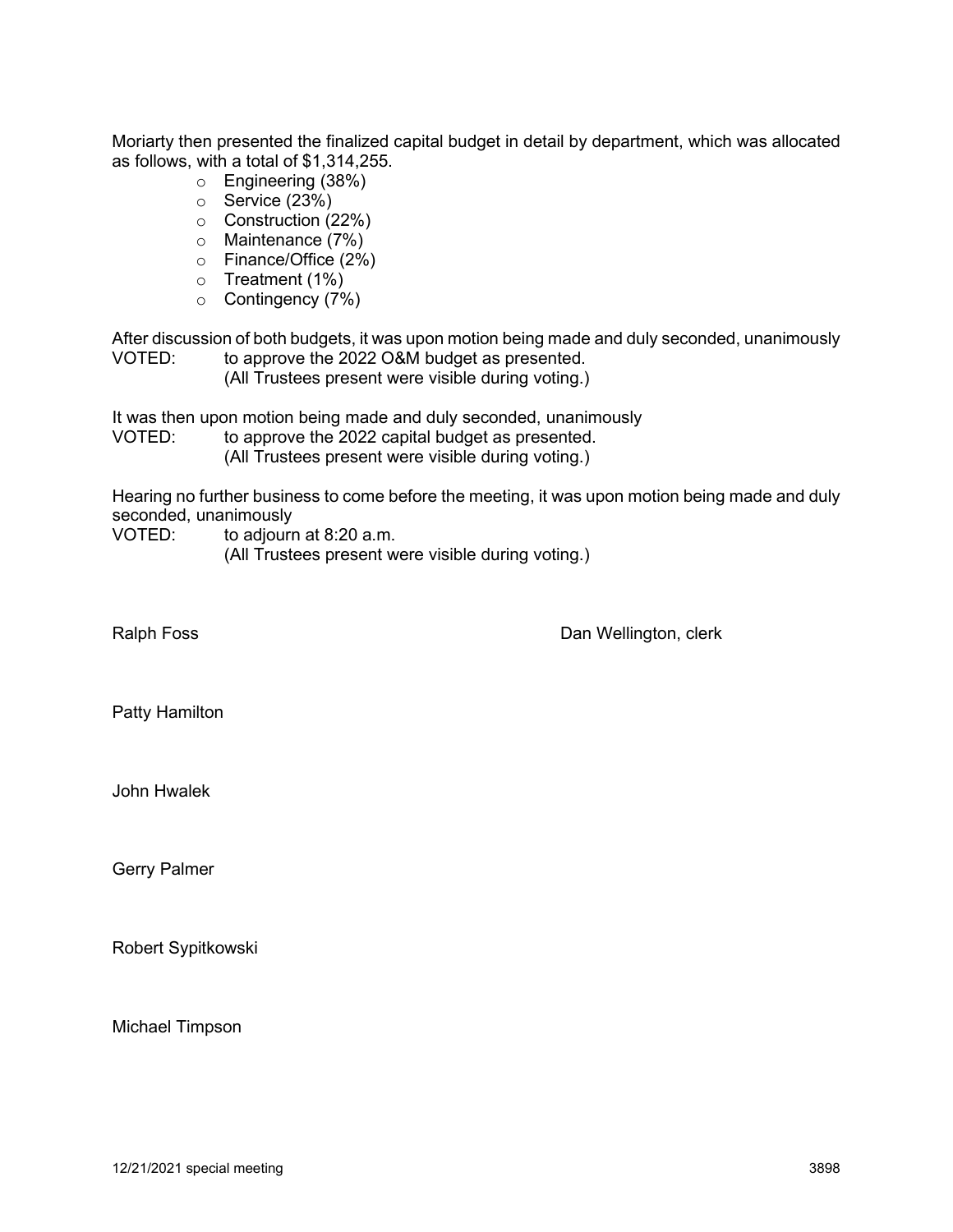Moriarty then presented the finalized capital budget in detail by department, which was allocated as follows, with a total of $1,314,255.

- Engineering (38%)
- Service (23%)
- Construction (22%)
- Maintenance (7%)
- Finance/Office (2%)
- Treatment (1%)
- Contingency (7%)

After discussion of both budgets, it was upon motion being made and duly seconded, unanimously

VOTED: to approve the 2022 O&M budget as presented.
(All Trustees present were visible during voting.)

It was then upon motion being made and duly seconded, unanimously

VOTED: to approve the 2022 capital budget as presented.
(All Trustees present were visible during voting.)

Hearing no further business to come before the meeting, it was upon motion being made and duly seconded, unanimously

VOTED: to adjourn at 8:20 a.m.
(All Trustees present were visible during voting.)

Ralph Foss

Dan Wellington, clerk

Patty Hamilton

John Hwalek

Gerry Palmer

Robert Sypitkowski

Michael Timpson